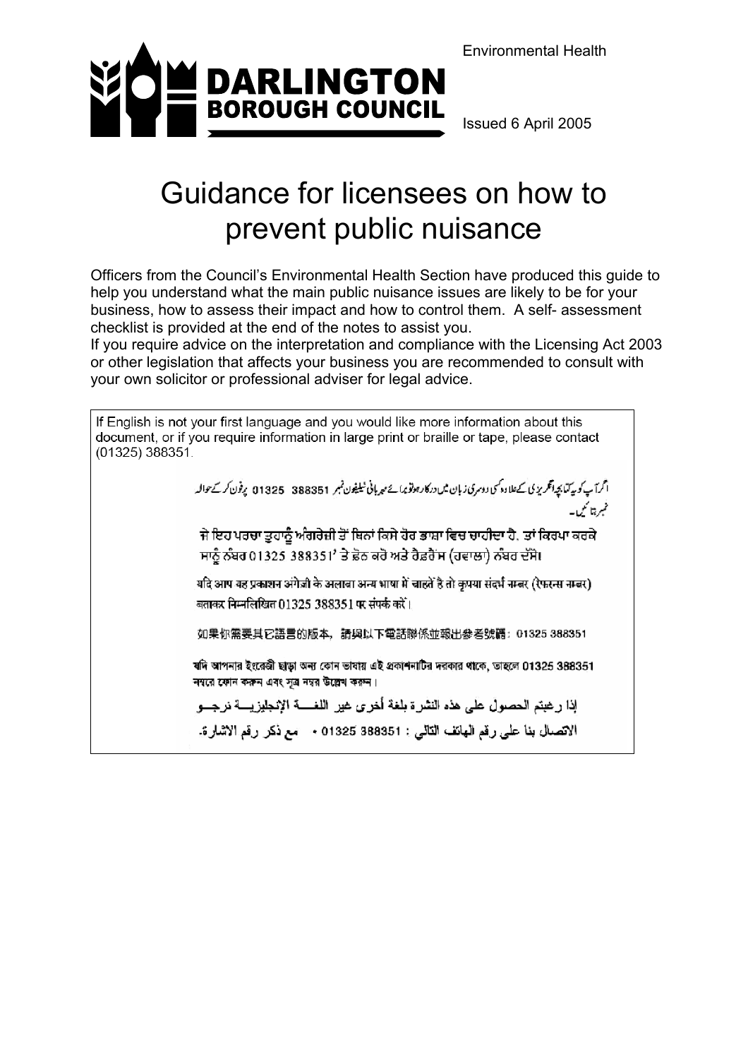Environmental Health

**DARLINGTON BOROUGH COUNCIL**

Issued 6 April 2005

# Guidance for licensees on how to prevent public nuisance

Officers from the Council's Environmental Health Section have produced this guide to help you understand what the main public nuisance issues are likely to be for your business, how to assess their impact and how to control them. A self- assessment checklist is provided at the end of the notes to assist you.
If you require advice on the interpretation and compliance with the Licensing Act 2003 or other legislation that affects your business you are recommended to consult with your own solicitor or professional adviser for legal advice.

If English is not your first language and you would like more information about this document, or if you require information in large print or braille or tape, please contact (01325) 388351.

اگر آپ کو یہ کتابچہ انگریزی کے علاوہ کسی دوسری زبان میں درکار ہو تو برائے مہربانی ٹیلیفون نمبر 01325 388351 پر فون کر کے حوالہ نمبر بتائیں۔

ਜੇ ਇਹ ਪਰਚਾ ਤੁਹਾਨੂੰ ਅੰਗਰੇਜ਼ੀ ਤੋਂ ਬਿਨਾਂ ਕਿਸੇ ਹੋਰ ਭਾਸ਼ਾ ਵਿਚ ਚਾਹੀਦਾ ਹੈ, ਤਾਂ ਕਿਰਪਾ ਕਰਕੇ ਸਾਨੂੰ ਨੰਬਰ 01325 388351' ਤੇ ਫ਼ੋਨ ਕਰੋ ਅਤੇ ਰੈਫ਼ਰੈਂਸ (ਹਵਾਲਾ) ਨੰਬਰ ਦੱਸੋ।

यदि आप यह प्रकाशन अंग्रेजी के अलावा अन्य भाषा में चाहते है तो कृपया संदर्भ नम्बर (रेफरन्स नम्बर) बताकर निम्नलिखित 01325 388351 पर संपर्क करें।

如果你需要其它語言的版本，請與以下電話聯係並報出參考號碼：01325 388351

যদি আপনার ইংরেজী ছাড়া অন্য কোন ভাষায় এই প্রকাশনাটির দরকার থাকে, তাহলে 01325 388351 নম্বরে ফোন করুন এবং সূত্র নম্বর উল্লেখ করুন।

إذا رغبتم الحصول على هذه النشرة بلغة أخرى غير اللغة الإنجليزية نرجو الاتصال بنا على رقم الهاتف التالي : 01325 388351 ، مع ذكر رقم الاشارة.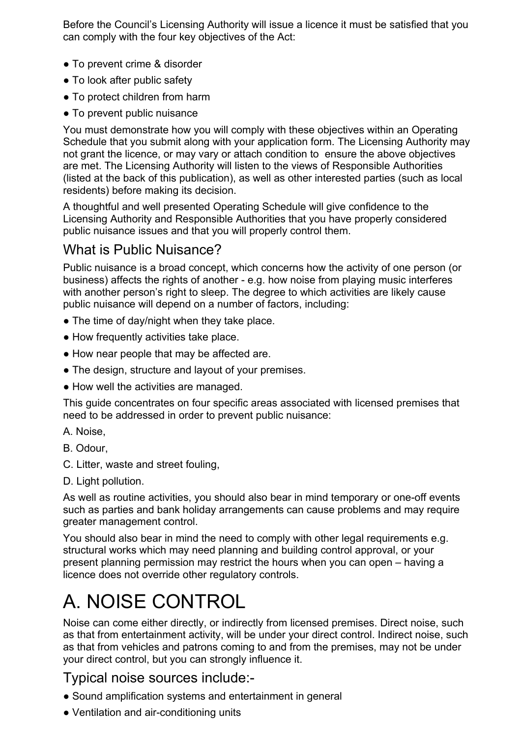Before the Council's Licensing Authority will issue a licence it must be satisfied that you can comply with the four key objectives of the Act:

- To prevent crime & disorder
- To look after public safety
- To protect children from harm
- To prevent public nuisance

You must demonstrate how you will comply with these objectives within an Operating Schedule that you submit along with your application form. The Licensing Authority may not grant the licence, or may vary or attach condition to ensure the above objectives are met. The Licensing Authority will listen to the views of Responsible Authorities (listed at the back of this publication), as well as other interested parties (such as local residents) before making its decision.

A thoughtful and well presented Operating Schedule will give confidence to the Licensing Authority and Responsible Authorities that you have properly considered public nuisance issues and that you will properly control them.

## What is Public Nuisance?

Public nuisance is a broad concept, which concerns how the activity of one person (or business) affects the rights of another - e.g. how noise from playing music interferes with another person's right to sleep. The degree to which activities are likely cause public nuisance will depend on a number of factors, including:

- The time of day/night when they take place.
- How frequently activities take place.
- How near people that may be affected are.
- The design, structure and layout of your premises.
- How well the activities are managed.

This guide concentrates on four specific areas associated with licensed premises that need to be addressed in order to prevent public nuisance:

A. Noise,

B. Odour,

C. Litter, waste and street fouling,

D. Light pollution.

As well as routine activities, you should also bear in mind temporary or one-off events such as parties and bank holiday arrangements can cause problems and may require greater management control.

You should also bear in mind the need to comply with other legal requirements e.g. structural works which may need planning and building control approval, or your present planning permission may restrict the hours when you can open – having a licence does not override other regulatory controls.

# A. NOISE CONTROL

Noise can come either directly, or indirectly from licensed premises. Direct noise, such as that from entertainment activity, will be under your direct control. Indirect noise, such as that from vehicles and patrons coming to and from the premises, may not be under your direct control, but you can strongly influence it.

## Typical noise sources include:-

- Sound amplification systems and entertainment in general
- Ventilation and air-conditioning units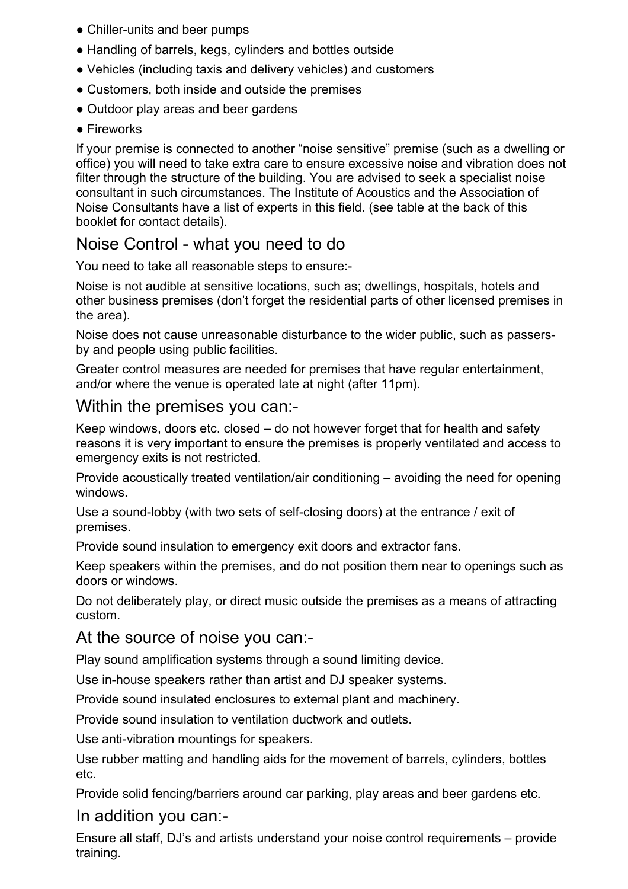- Chiller-units and beer pumps
- Handling of barrels, kegs, cylinders and bottles outside
- Vehicles (including taxis and delivery vehicles) and customers
- Customers, both inside and outside the premises
- Outdoor play areas and beer gardens
- Fireworks

If your premise is connected to another “noise sensitive” premise (such as a dwelling or office) you will need to take extra care to ensure excessive noise and vibration does not filter through the structure of the building. You are advised to seek a specialist noise consultant in such circumstances. The Institute of Acoustics and the Association of Noise Consultants have a list of experts in this field. (see table at the back of this booklet for contact details).

## Noise Control - what you need to do

You need to take all reasonable steps to ensure:-

Noise is not audible at sensitive locations, such as; dwellings, hospitals, hotels and other business premises (don’t forget the residential parts of other licensed premises in the area).

Noise does not cause unreasonable disturbance to the wider public, such as passers-by and people using public facilities.

Greater control measures are needed for premises that have regular entertainment, and/or where the venue is operated late at night (after 11pm).

## Within the premises you can:-

Keep windows, doors etc. closed – do not however forget that for health and safety reasons it is very important to ensure the premises is properly ventilated and access to emergency exits is not restricted.

Provide acoustically treated ventilation/air conditioning – avoiding the need for opening windows.

Use a sound-lobby (with two sets of self-closing doors) at the entrance / exit of premises.

Provide sound insulation to emergency exit doors and extractor fans.

Keep speakers within the premises, and do not position them near to openings such as doors or windows.

Do not deliberately play, or direct music outside the premises as a means of attracting custom.

## At the source of noise you can:-

Play sound amplification systems through a sound limiting device.

Use in-house speakers rather than artist and DJ speaker systems.

Provide sound insulated enclosures to external plant and machinery.

Provide sound insulation to ventilation ductwork and outlets.

Use anti-vibration mountings for speakers.

Use rubber matting and handling aids for the movement of barrels, cylinders, bottles etc.

Provide solid fencing/barriers around car parking, play areas and beer gardens etc.

## In addition you can:-

Ensure all staff, DJ’s and artists understand your noise control requirements – provide training.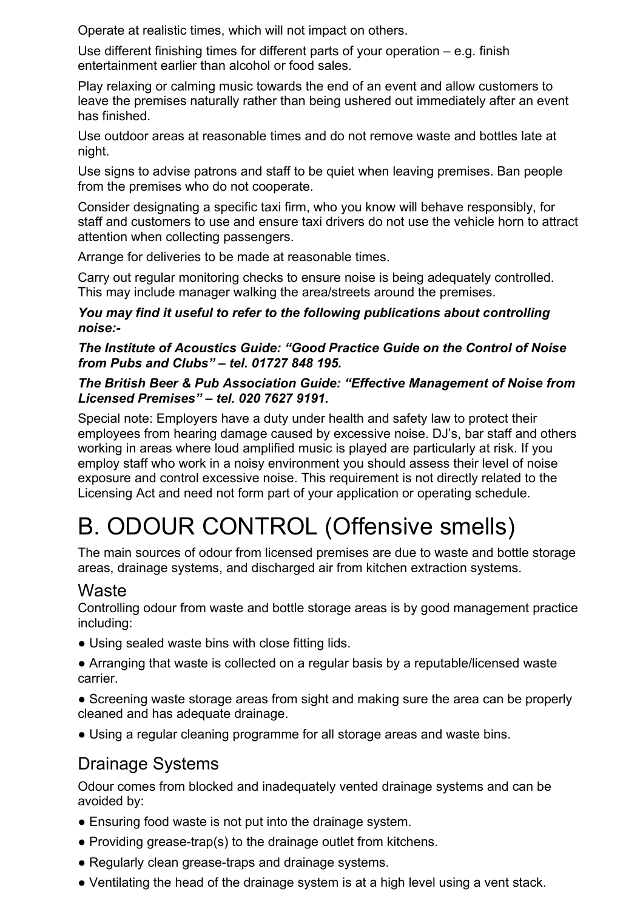Operate at realistic times, which will not impact on others.

Use different finishing times for different parts of your operation – e.g. finish entertainment earlier than alcohol or food sales.

Play relaxing or calming music towards the end of an event and allow customers to leave the premises naturally rather than being ushered out immediately after an event has finished.

Use outdoor areas at reasonable times and do not remove waste and bottles late at night.

Use signs to advise patrons and staff to be quiet when leaving premises. Ban people from the premises who do not cooperate.

Consider designating a specific taxi firm, who you know will behave responsibly, for staff and customers to use and ensure taxi drivers do not use the vehicle horn to attract attention when collecting passengers.

Arrange for deliveries to be made at reasonable times.

Carry out regular monitoring checks to ensure noise is being adequately controlled. This may include manager walking the area/streets around the premises.

***You may find it useful to refer to the following publications about controlling noise:-***

***The Institute of Acoustics Guide: "Good Practice Guide on the Control of Noise from Pubs and Clubs" – tel. 01727 848 195.***

***The British Beer & Pub Association Guide: "Effective Management of Noise from Licensed Premises" – tel. 020 7627 9191.***

Special note: Employers have a duty under health and safety law to protect their employees from hearing damage caused by excessive noise. DJ's, bar staff and others working in areas where loud amplified music is played are particularly at risk. If you employ staff who work in a noisy environment you should assess their level of noise exposure and control excessive noise. This requirement is not directly related to the Licensing Act and need not form part of your application or operating schedule.

# B. ODOUR CONTROL (Offensive smells)

The main sources of odour from licensed premises are due to waste and bottle storage areas, drainage systems, and discharged air from kitchen extraction systems.

## Waste

Controlling odour from waste and bottle storage areas is by good management practice including:

- Using sealed waste bins with close fitting lids.
- Arranging that waste is collected on a regular basis by a reputable/licensed waste carrier.
- Screening waste storage areas from sight and making sure the area can be properly cleaned and has adequate drainage.
- Using a regular cleaning programme for all storage areas and waste bins.

## Drainage Systems

Odour comes from blocked and inadequately vented drainage systems and can be avoided by:

- Ensuring food waste is not put into the drainage system.
- Providing grease-trap(s) to the drainage outlet from kitchens.
- Regularly clean grease-traps and drainage systems.
- Ventilating the head of the drainage system is at a high level using a vent stack.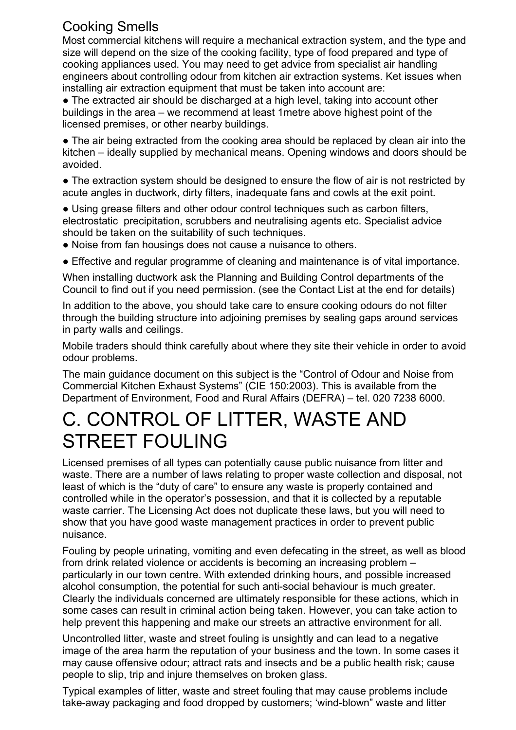### Cooking Smells

Most commercial kitchens will require a mechanical extraction system, and the type and size will depend on the size of the cooking facility, type of food prepared and type of cooking appliances used. You may need to get advice from specialist air handling engineers about controlling odour from kitchen air extraction systems. Ket issues when installing air extraction equipment that must be taken into account are:

- The extracted air should be discharged at a high level, taking into account other buildings in the area – we recommend at least 1metre above highest point of the licensed premises, or other nearby buildings.
- The air being extracted from the cooking area should be replaced by clean air into the kitchen – ideally supplied by mechanical means. Opening windows and doors should be avoided.
- The extraction system should be designed to ensure the flow of air is not restricted by acute angles in ductwork, dirty filters, inadequate fans and cowls at the exit point.
- Using grease filters and other odour control techniques such as carbon filters, electrostatic precipitation, scrubbers and neutralising agents etc. Specialist advice should be taken on the suitability of such techniques.
- Noise from fan housings does not cause a nuisance to others.
- Effective and regular programme of cleaning and maintenance is of vital importance.

When installing ductwork ask the Planning and Building Control departments of the Council to find out if you need permission. (see the Contact List at the end for details)

In addition to the above, you should take care to ensure cooking odours do not filter through the building structure into adjoining premises by sealing gaps around services in party walls and ceilings.

Mobile traders should think carefully about where they site their vehicle in order to avoid odour problems.

The main guidance document on this subject is the "Control of Odour and Noise from Commercial Kitchen Exhaust Systems" (CIE 150:2003). This is available from the Department of Environment, Food and Rural Affairs (DEFRA) – tel. 020 7238 6000.

# C. CONTROL OF LITTER, WASTE AND STREET FOULING

Licensed premises of all types can potentially cause public nuisance from litter and waste. There are a number of laws relating to proper waste collection and disposal, not least of which is the "duty of care" to ensure any waste is properly contained and controlled while in the operator's possession, and that it is collected by a reputable waste carrier. The Licensing Act does not duplicate these laws, but you will need to show that you have good waste management practices in order to prevent public nuisance.

Fouling by people urinating, vomiting and even defecating in the street, as well as blood from drink related violence or accidents is becoming an increasing problem – particularly in our town centre. With extended drinking hours, and possible increased alcohol consumption, the potential for such anti-social behaviour is much greater. Clearly the individuals concerned are ultimately responsible for these actions, which in some cases can result in criminal action being taken. However, you can take action to help prevent this happening and make our streets an attractive environment for all.

Uncontrolled litter, waste and street fouling is unsightly and can lead to a negative image of the area harm the reputation of your business and the town. In some cases it may cause offensive odour; attract rats and insects and be a public health risk; cause people to slip, trip and injure themselves on broken glass.

Typical examples of litter, waste and street fouling that may cause problems include take-away packaging and food dropped by customers; 'wind-blown" waste and litter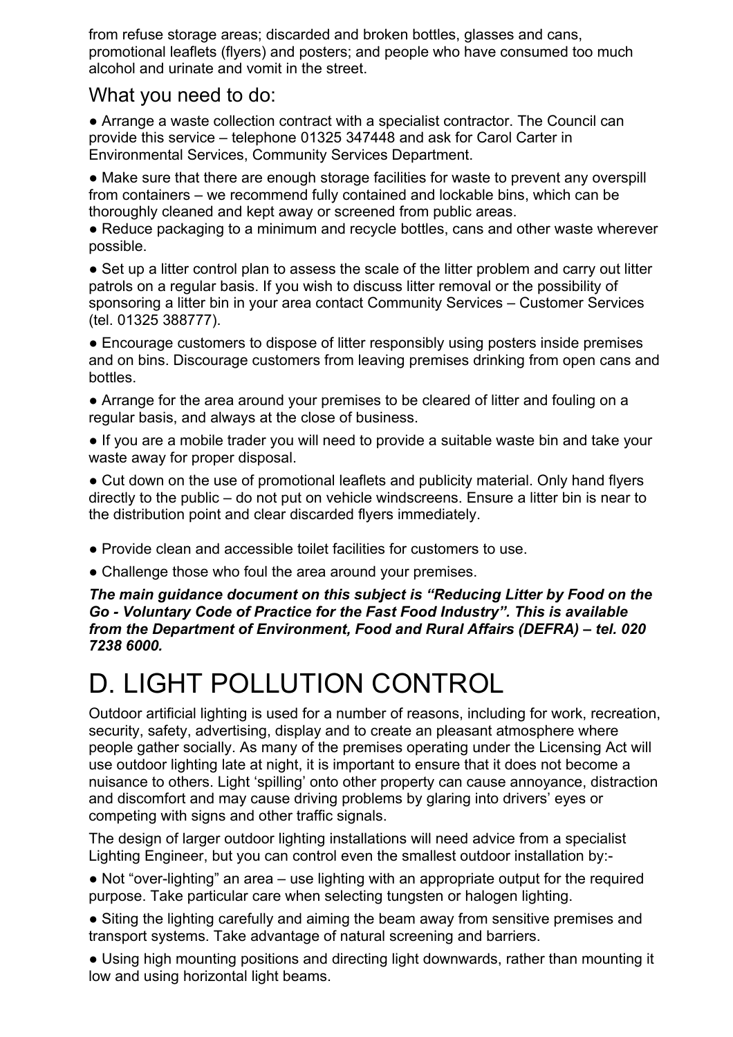from refuse storage areas; discarded and broken bottles, glasses and cans, promotional leaflets (flyers) and posters; and people who have consumed too much alcohol and urinate and vomit in the street.

## What you need to do:

- Arrange a waste collection contract with a specialist contractor. The Council can provide this service – telephone 01325 347448 and ask for Carol Carter in Environmental Services, Community Services Department.
- Make sure that there are enough storage facilities for waste to prevent any overspill from containers – we recommend fully contained and lockable bins, which can be thoroughly cleaned and kept away or screened from public areas.
- Reduce packaging to a minimum and recycle bottles, cans and other waste wherever possible.
- Set up a litter control plan to assess the scale of the litter problem and carry out litter patrols on a regular basis. If you wish to discuss litter removal or the possibility of sponsoring a litter bin in your area contact Community Services – Customer Services (tel. 01325 388777).
- Encourage customers to dispose of litter responsibly using posters inside premises and on bins. Discourage customers from leaving premises drinking from open cans and bottles.
- Arrange for the area around your premises to be cleared of litter and fouling on a regular basis, and always at the close of business.
- If you are a mobile trader you will need to provide a suitable waste bin and take your waste away for proper disposal.
- Cut down on the use of promotional leaflets and publicity material. Only hand flyers directly to the public – do not put on vehicle windscreens. Ensure a litter bin is near to the distribution point and clear discarded flyers immediately.
- Provide clean and accessible toilet facilities for customers to use.
- Challenge those who foul the area around your premises.

***The main guidance document on this subject is "Reducing Litter by Food on the Go - Voluntary Code of Practice for the Fast Food Industry". This is available from the Department of Environment, Food and Rural Affairs (DEFRA) – tel. 020 7238 6000.***

# D. LIGHT POLLUTION CONTROL

Outdoor artificial lighting is used for a number of reasons, including for work, recreation, security, safety, advertising, display and to create an pleasant atmosphere where people gather socially. As many of the premises operating under the Licensing Act will use outdoor lighting late at night, it is important to ensure that it does not become a nuisance to others. Light 'spilling' onto other property can cause annoyance, distraction and discomfort and may cause driving problems by glaring into drivers' eyes or competing with signs and other traffic signals.

The design of larger outdoor lighting installations will need advice from a specialist Lighting Engineer, but you can control even the smallest outdoor installation by:-

- Not "over-lighting" an area – use lighting with an appropriate output for the required purpose. Take particular care when selecting tungsten or halogen lighting.
- Siting the lighting carefully and aiming the beam away from sensitive premises and transport systems. Take advantage of natural screening and barriers.
- Using high mounting positions and directing light downwards, rather than mounting it low and using horizontal light beams.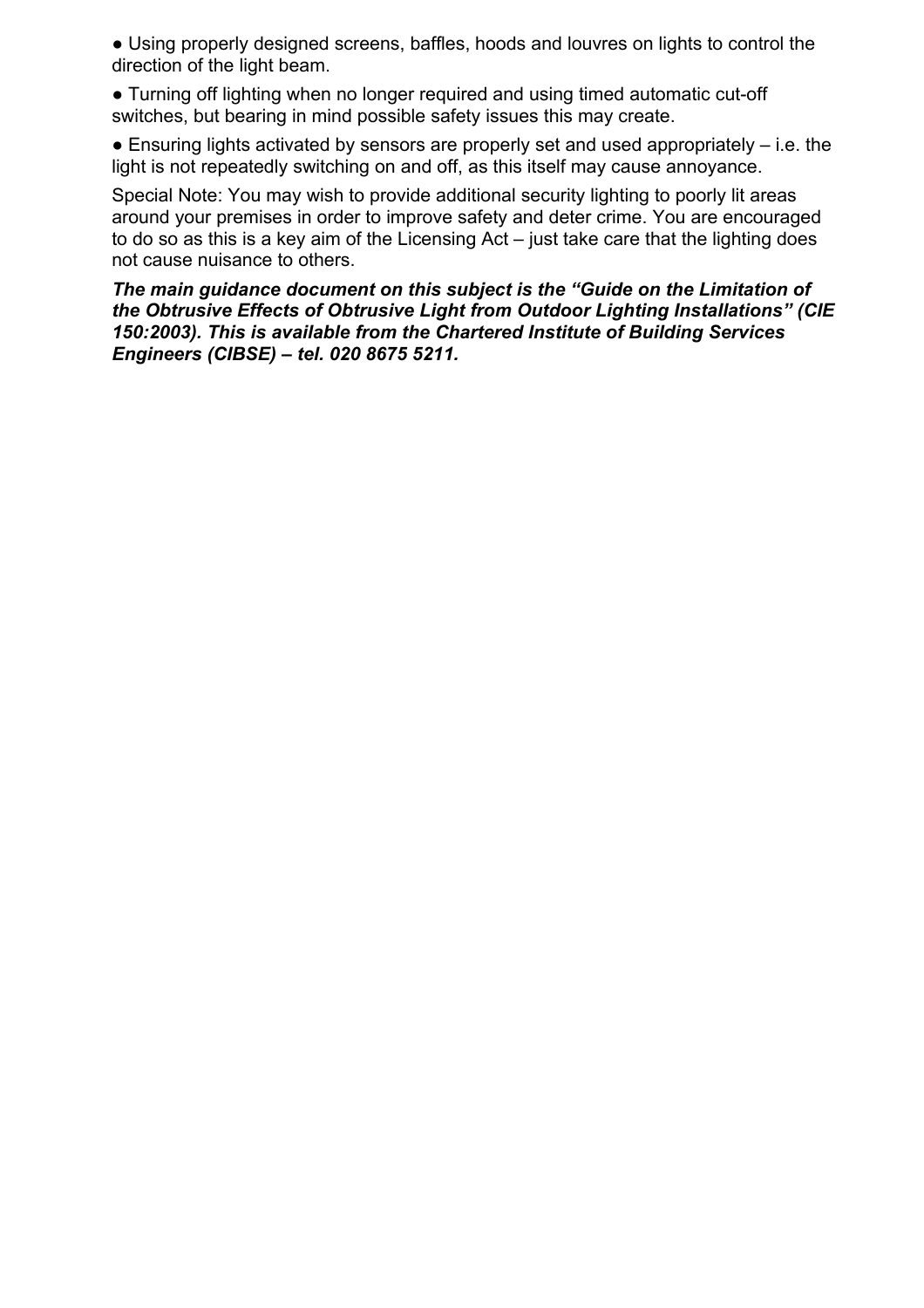- Using properly designed screens, baffles, hoods and louvres on lights to control the direction of the light beam.
- Turning off lighting when no longer required and using timed automatic cut-off switches, but bearing in mind possible safety issues this may create.
- Ensuring lights activated by sensors are properly set and used appropriately – i.e. the light is not repeatedly switching on and off, as this itself may cause annoyance.

Special Note: You may wish to provide additional security lighting to poorly lit areas around your premises in order to improve safety and deter crime. You are encouraged to do so as this is a key aim of the Licensing Act – just take care that the lighting does not cause nuisance to others.

***The main guidance document on this subject is the "Guide on the Limitation of the Obtrusive Effects of Obtrusive Light from Outdoor Lighting Installations" (CIE 150:2003). This is available from the Chartered Institute of Building Services Engineers (CIBSE) – tel. 020 8675 5211.***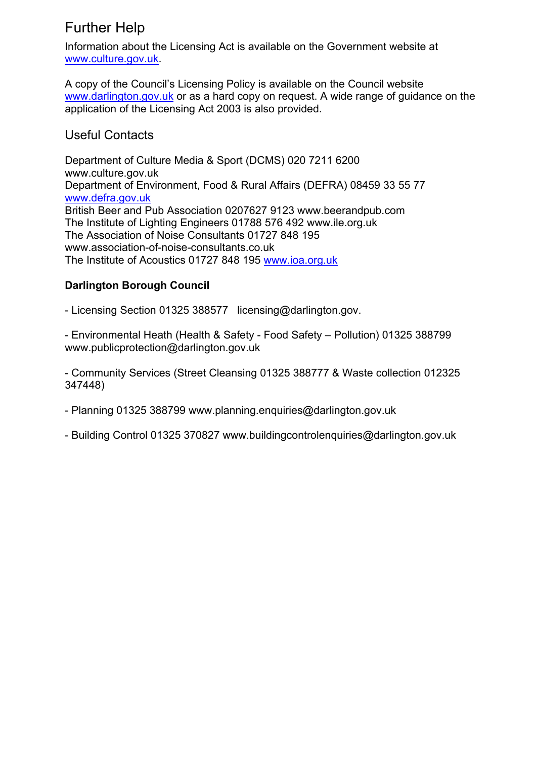## Further Help

Information about the Licensing Act is available on the Government website at www.culture.gov.uk.

A copy of the Council's Licensing Policy is available on the Council website www.darlington.gov.uk or as a hard copy on request. A wide range of guidance on the application of the Licensing Act 2003 is also provided.

## Useful Contacts

Department of Culture Media & Sport (DCMS) 020 7211 6200
www.culture.gov.uk
Department of Environment, Food & Rural Affairs (DEFRA) 08459 33 55 77
www.defra.gov.uk
British Beer and Pub Association 0207627 9123 www.beerandpub.com
The Institute of Lighting Engineers 01788 576 492 www.ile.org.uk
The Association of Noise Consultants 01727 848 195
www.association-of-noise-consultants.co.uk
The Institute of Acoustics 01727 848 195 www.ioa.org.uk

**Darlington Borough Council**

- Licensing Section 01325 388577 licensing@darlington.gov.

- Environmental Heath (Health & Safety - Food Safety – Pollution) 01325 388799 www.publicprotection@darlington.gov.uk

- Community Services (Street Cleansing 01325 388777 & Waste collection 012325 347448)

- Planning 01325 388799 www.planning.enquiries@darlington.gov.uk

- Building Control 01325 370827 www.buildingcontrolenquiries@darlington.gov.uk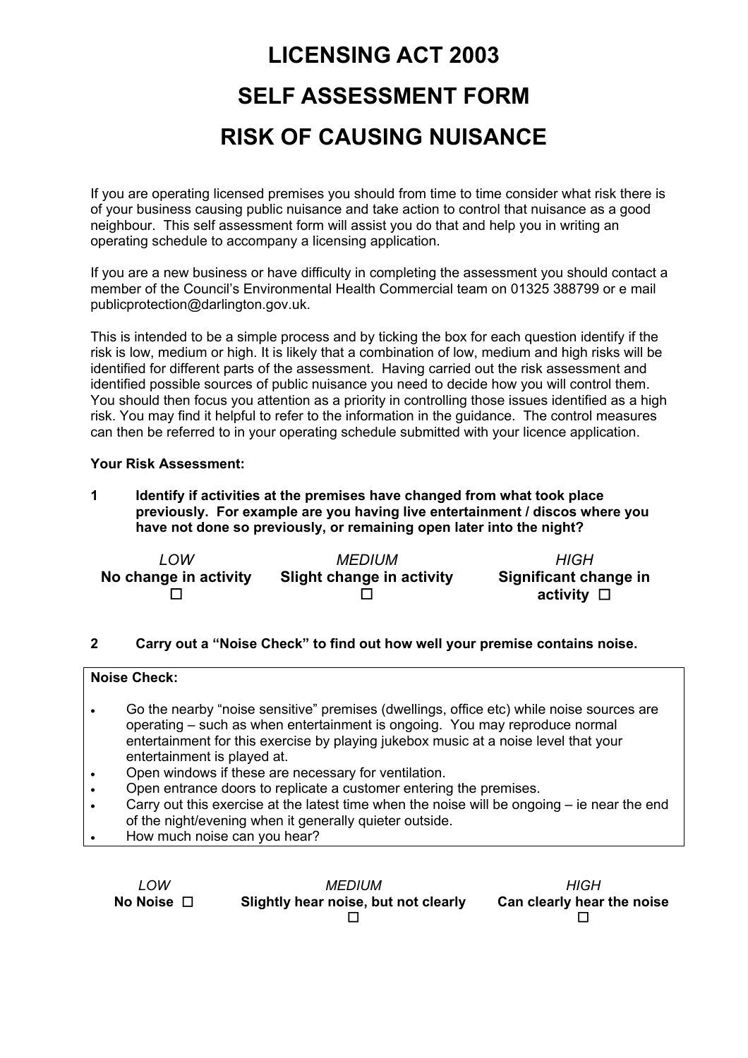# LICENSING ACT 2003

# SELF ASSESSMENT FORM

# RISK OF CAUSING NUISANCE

If you are operating licensed premises you should from time to time consider what risk there is of your business causing public nuisance and take action to control that nuisance as a good neighbour. This self assessment form will assist you do that and help you in writing an operating schedule to accompany a licensing application.

If you are a new business or have difficulty in completing the assessment you should contact a member of the Council's Environmental Health Commercial team on 01325 388799 or e mail publicprotection@darlington.gov.uk.

This is intended to be a simple process and by ticking the box for each question identify if the risk is low, medium or high. It is likely that a combination of low, medium and high risks will be identified for different parts of the assessment. Having carried out the risk assessment and identified possible sources of public nuisance you need to decide how you will control them. You should then focus you attention as a priority in controlling those issues identified as a high risk. You may find it helpful to refer to the information in the guidance. The control measures can then be referred to in your operating schedule submitted with your licence application.

**Your Risk Assessment:**

**1 Identify if activities at the premises have changed from what took place previously. For example are you having live entertainment / discos where you have not done so previously, or remaining open later into the night?**

| *LOW* | *MEDIUM* | *HIGH* |
|---|---|---|
| **No change in activity** ☐ | **Slight change in activity** ☐ | **Significant change in activity** ☐ |

**2 Carry out a "Noise Check" to find out how well your premise contains noise.**

**Noise Check:**

- Go the nearby "noise sensitive" premises (dwellings, office etc) while noise sources are operating – such as when entertainment is ongoing. You may reproduce normal entertainment for this exercise by playing jukebox music at a noise level that your entertainment is played at.
- Open windows if these are necessary for ventilation.
- Open entrance doors to replicate a customer entering the premises.
- Carry out this exercise at the latest time when the noise will be ongoing – ie near the end of the night/evening when it generally quieter outside.
- How much noise can you hear?

| *LOW* | *MEDIUM* | *HIGH* |
|---|---|---|
| **No Noise** ☐ | **Slightly hear noise, but not clearly** ☐ | **Can clearly hear the noise** ☐ |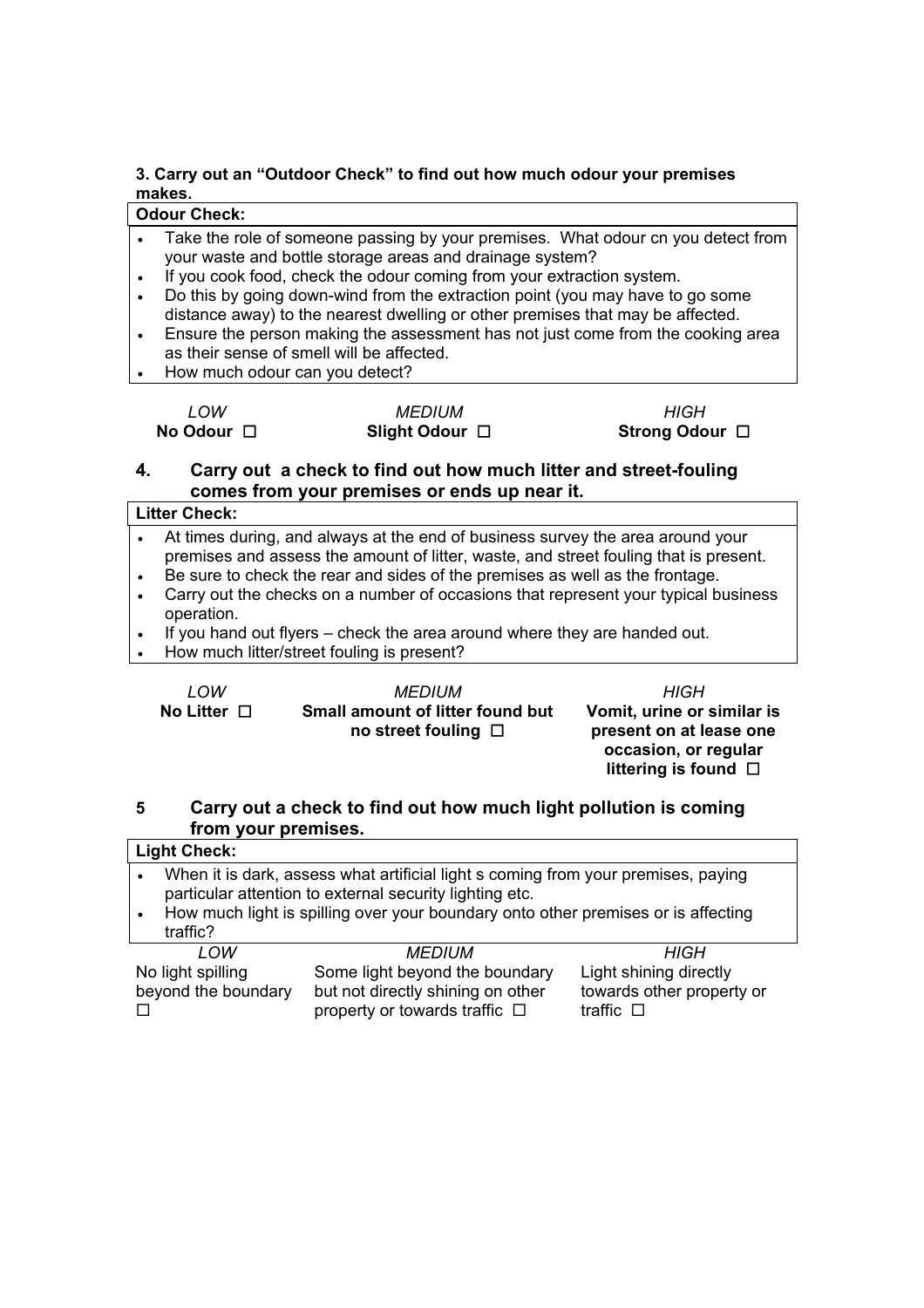**3. Carry out an "Outdoor Check" to find out how much odour your premises makes.**

**Odour Check:**

- Take the role of someone passing by your premises. What odour cn you detect from your waste and bottle storage areas and drainage system?
- If you cook food, check the odour coming from your extraction system.
- Do this by going down-wind from the extraction point (you may have to go some distance away) to the nearest dwelling or other premises that may be affected.
- Ensure the person making the assessment has not just come from the cooking area as their sense of smell will be affected.
- How much odour can you detect?

| *LOW* | *MEDIUM* | *HIGH* |
|---|---|---|
| **No Odour** ☐ | **Slight Odour** ☐ | **Strong Odour** ☐ |

## 4. Carry out a check to find out how much litter and street-fouling comes from your premises or ends up near it.

**Litter Check:**

- At times during, and always at the end of business survey the area around your premises and assess the amount of litter, waste, and street fouling that is present.
- Be sure to check the rear and sides of the premises as well as the frontage.
- Carry out the checks on a number of occasions that represent your typical business operation.
- If you hand out flyers – check the area around where they are handed out.
- How much litter/street fouling is present?

| *LOW* | *MEDIUM* | *HIGH* |
|---|---|---|
| **No Litter** ☐ | **Small amount of litter found but no street fouling** ☐ | **Vomit, urine or similar is present on at lease one occasion, or regular littering is found** ☐ |

## 5 Carry out a check to find out how much light pollution is coming from your premises.

**Light Check:**

- When it is dark, assess what artificial light s coming from your premises, paying particular attention to external security lighting etc.
- How much light is spilling over your boundary onto other premises or is affecting traffic?

| *LOW* | *MEDIUM* | *HIGH* |
|---|---|---|
| No light spilling beyond the boundary ☐ | Some light beyond the boundary but not directly shining on other property or towards traffic ☐ | Light shining directly towards other property or traffic ☐ |